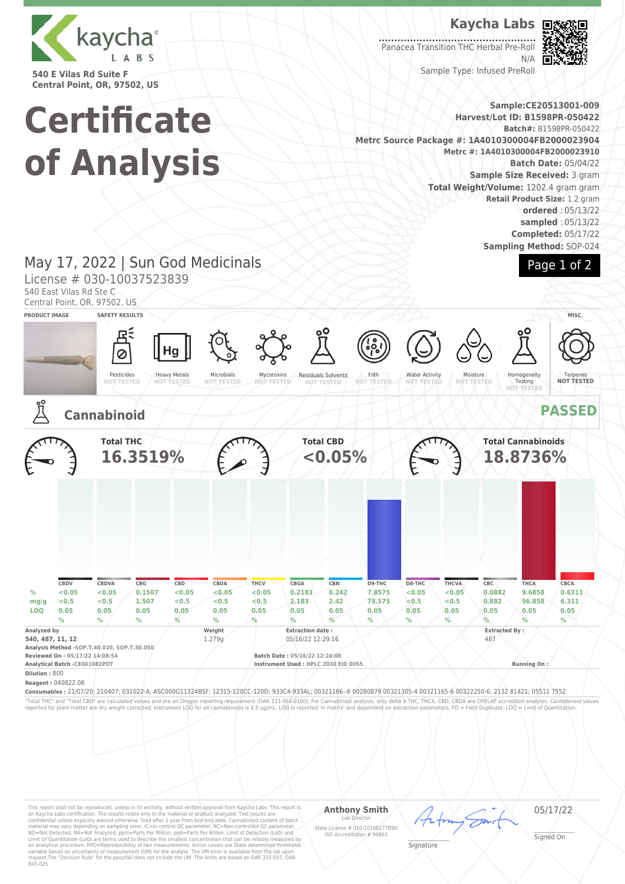kaycha LABS

540 E Vilas Rd Suite F
Central Point, OR, 97502, US

# Certificate of Analysis

**Kaycha Labs**

Panacea Transition THC Herbal Pre-Roll
N/A
Sample Type: Infused PreRoll

**Sample:CE20513001-009**
**Harvest/Lot ID: B1598PR-050422**
**Batch#:** B1598PR-050422
**Metrc Source Package #: 1A4010300004FB2000023904**
**Metrc #: 1A4010300004FB2000023910**
**Batch Date:** 05/04/22
**Sample Size Received:** 3 gram
**Total Weight/Volume:** 1202.4 gram gram
**Retail Product Size:** 1.2 gram
**ordered** : 05/13/22
**sampled** : 05/13/22
**Completed:** 05/17/22
**Sampling Method:** SOP-024

May 17, 2022 | Sun God Medicinals
License # 030-10037523839
540 East Vilas Rd Ste C
Central Point, OR, 97502, US

**PRODUCT IMAGE** | **SAFETY RESULTS** | **MISC.**

| Pesticides | Heavy Metals | Microbials | Mycotoxins | Residuals Solvents | Filth | Water Activity | Moisture | Homogeneity Testing | Terpenes |
|---|---|---|---|---|---|---|---|---|---|
| NOT TESTED | NOT TESTED | NOT TESTED | NOT TESTED | NOT TESTED | NOT TESTED | NOT TESTED | NOT TESTED | NOT TESTED | NOT TESTED |

## Cannabinoid — PASSED

**Total THC** 16.3519%
**Total CBD** <0.05%
**Total Cannabinoids** 18.8736%

| | CBDV | CBDVA | CBG | CBD | CBDA | THCV | CBGA | CBN | D9-THC | D8-THC | THCVA | CBC | THCA | CBCA |
|---|---|---|---|---|---|---|---|---|---|---|---|---|---|---|
| % | <0.05 | <0.05 | 0.1507 | <0.05 | <0.05 | <0.05 | 0.2183 | 0.242 | 7.8575 | <0.05 | <0.05 | 0.0882 | 9.6858 | 0.6311 |
| mg/g | <0.5 | <0.5 | 1.507 | <0.5 | <0.5 | <0.5 | 2.183 | 2.42 | 78.575 | <0.5 | <0.5 | 0.882 | 96.858 | 6.311 |
| LOQ | 0.05 | 0.05 | 0.05 | 0.05 | 0.05 | 0.05 | 0.05 | 0.05 | 0.05 | 0.05 | 0.05 | 0.05 | 0.05 | 0.05 |
| | % | % | % | % | % | % | % | % | % | % | % | % | % | % |

**Analyzed by** 540, 487, 11, 12
**Weight** 1.279g
**Extraction date :** 05/16/22 12:29:16
**Extracted By :** 487
**Analysis Method** -SOP.T.40.020, SOP.T.30.050
**Reviewed On** - 05/17/22 14:08:54
**Batch Date :** 05/16/22 12:24:08
**Analytical Batch** -CE001082POT
**Instrument Used :** HPLC 2030 EID 0055
**Running On :**
**Dilution :** 800
**Reagent :** 040822.08
**Consumables :** 21/07/20; 210407; 031022-A; ASC000G11324BSF; 12315-120CC-120D; 933C4-933AL; 00321166--6 00280879 00321305-4 00321165-6 00322250-6; 2132 81421; 05511 7552

"Total THC" and "Total CBD" are calculated values and are an Oregon reporting requirement (OAR 333-064-0100). For Cannabinoid analysis, only delta 9-THC, THCA, CBD, CBDA are ORELAP accredited analytes. Cannabinoid values reported for plant matter are dry weight corrected; Instrument LOQ for all cannabinoids is 0.5 ug/mL, LOQ is reported 'in matrix' and dependent on extraction parameters. FD = Field Duplicate; LOQ = Limit of Quantitation.

This report shall not be reproduced, in its entirety, without written approval from Kaycha Labs. This report is an Kaycha Labs certification. The results relate only to the material or product analyzed. Test results are confidential unless explicitly waived otherwise. Void after 1 year from test end date. Cannabinoid content of batch material may vary depending on sampling error. IC=In-control QC parameter, NC=Non-controlled QC parameter, ND=Not Detected, NA=Not Analyzed, ppm=Parts Per Million, ppb=Parts Per Billion. Limit of Detection (LoD) and Limit Of Quantitation (LoQ) are terms used to describe the smallest concentration that can be reliably measured by an analytical procedure. RPD=Reproducibility of two measurements. Action Levels are State determined thresholds variable based on uncertainty of measurement (UM) for the analyte. The UM error is available from the lab upon request.The "Decision Rule" for the pass/fail does not include the UM. The limits are based on OAR 333-007, OAR 845-025.

**Anthony Smith**
Lab Director
State License # 010-10166277B9D
ISO Accreditation # 99861

Signature

05/17/22
Signed On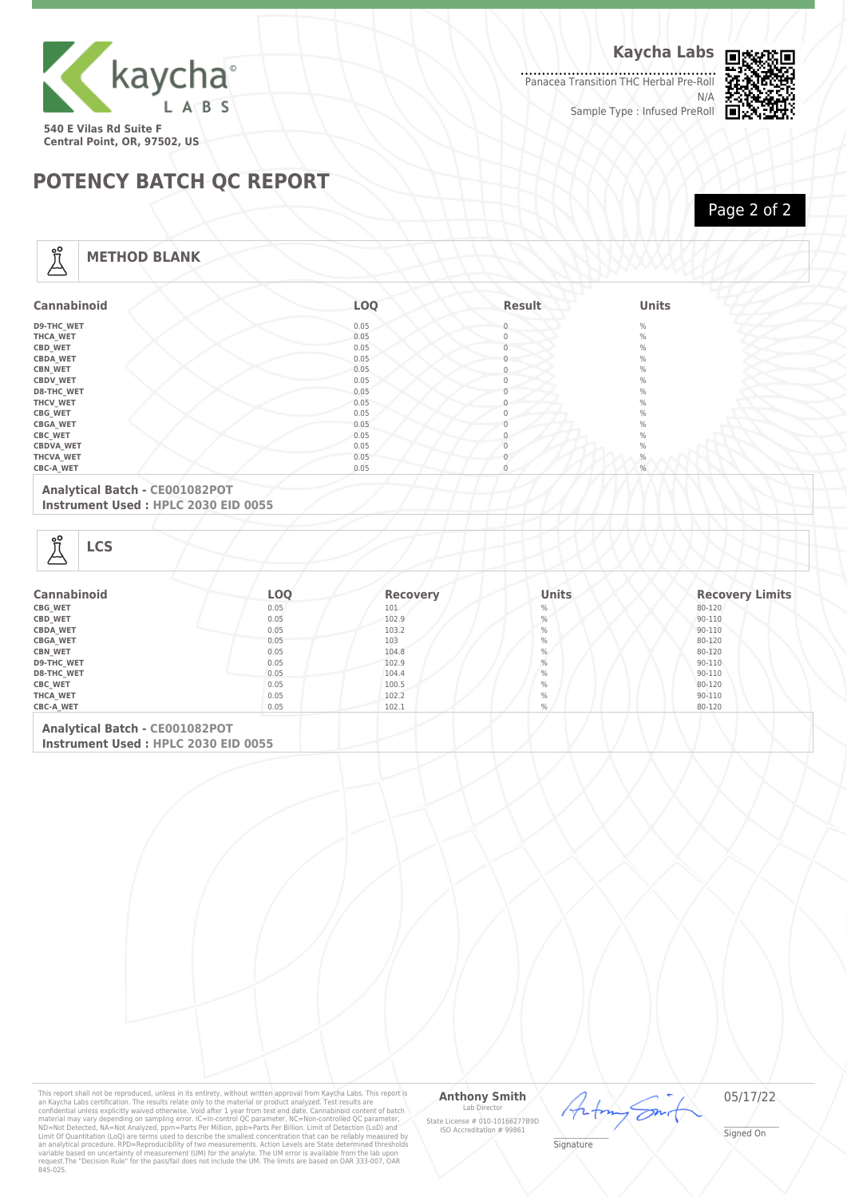**Kaycha Labs**

Panacea Transition THC Herbal Pre-Roll
N/A
Sample Type : Infused PreRoll

540 E Vilas Rd Suite F
Central Point, OR, 97502, US

# POTENCY BATCH QC REPORT

## METHOD BLANK

| Cannabinoid | LOQ | Result | Units |
|---|---|---|---|
| D9-THC_WET | 0.05 | 0 | % |
| THCA_WET | 0.05 | 0 | % |
| CBD_WET | 0.05 | 0 | % |
| CBDA_WET | 0.05 | 0 | % |
| CBN_WET | 0.05 | 0 | % |
| CBDV_WET | 0.05 | 0 | % |
| D8-THC_WET | 0.05 | 0 | % |
| THCV_WET | 0.05 | 0 | % |
| CBG_WET | 0.05 | 0 | % |
| CBGA_WET | 0.05 | 0 | % |
| CBC_WET | 0.05 | 0 | % |
| CBDVA_WET | 0.05 | 0 | % |
| THCVA_WET | 0.05 | 0 | % |
| CBC-A_WET | 0.05 | 0 | % |

**Analytical Batch -** CE001082POT
**Instrument Used :** HPLC 2030 EID 0055

## LCS

| Cannabinoid | LOQ | Recovery | Units | Recovery Limits |
|---|---|---|---|---|
| CBG_WET | 0.05 | 101 | % | 80-120 |
| CBD_WET | 0.05 | 102.9 | % | 90-110 |
| CBDA_WET | 0.05 | 103.2 | % | 90-110 |
| CBGA_WET | 0.05 | 103 | % | 80-120 |
| CBN_WET | 0.05 | 104.8 | % | 80-120 |
| D9-THC_WET | 0.05 | 102.9 | % | 90-110 |
| D8-THC_WET | 0.05 | 104.4 | % | 90-110 |
| CBC_WET | 0.05 | 100.5 | % | 80-120 |
| THCA_WET | 0.05 | 102.2 | % | 90-110 |
| CBC-A_WET | 0.05 | 102.1 | % | 80-120 |

**Analytical Batch -** CE001082POT
**Instrument Used :** HPLC 2030 EID 0055

This report shall not be reproduced, unless in its entirety, without written approval from Kaycha Labs. This report is an Kaycha Labs certification. The results relate only to the material or product analyzed. Test results are confidential unless explicitly waived otherwise. Void after 1 year from test end date. Cannabinoid content of batch material may vary depending on sampling error. IC=In-control QC parameter, NC=Non-controlled QC parameter, ND=Not Detected, NA=Not Analyzed, ppm=Parts Per Million, ppb=Parts Per Billion. Limit of Detection (LoD) and Limit Of Quantitation (LoQ) are terms used to describe the smallest concentration that can be reliably measured by an analytical procedure. RPD=Reproducibility of two measurements. Action Levels are State determined thresholds variable based on uncertainty of measurement (UM) for the analyte. The UM error is available from the lab upon request.The "Decision Rule" for the pass/fail does not include the UM. The limits are based on OAR 333-007, OAR 845-025.

**Anthony Smith**
Lab Director
State License # 010-10166277B9D
ISO Accreditation # 99861

Signature

05/17/22
Signed On